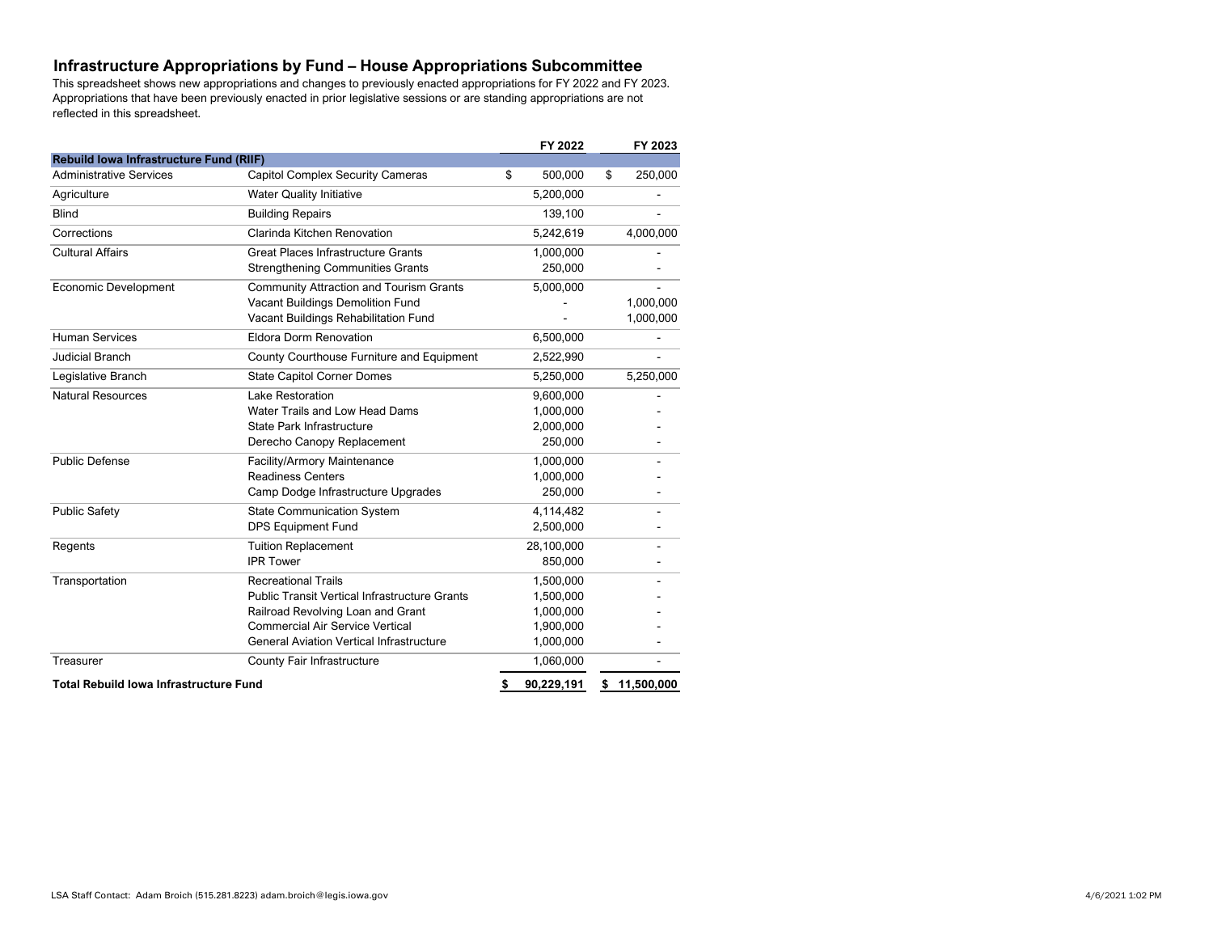# Infrastructure Appropriations by Fund – House Appropriations Subcommittee

This spreadsheet shows new appropriations and changes to previously enacted appropriations for FY 2022 and FY 2023. Appropriations that have been previously enacted in prior legislative sessions or are standing appropriations are not reflected in this spreadsheet.

| | | FY 2022 | FY 2023 |
|---|---|---|---|
| **Rebuild Iowa Infrastructure Fund (RIIF)** | | | |
| Administrative Services | Capitol Complex Security Cameras | $ 500,000 | $ 250,000 |
| Agriculture | Water Quality Initiative | 5,200,000 | - |
| Blind | Building Repairs | 139,100 | - |
| Corrections | Clarinda Kitchen Renovation | 5,242,619 | 4,000,000 |
| Cultural Affairs | Great Places Infrastructure Grants | 1,000,000 | - |
| | Strengthening Communities Grants | 250,000 | - |
| Economic Development | Community Attraction and Tourism Grants | 5,000,000 | - |
| | Vacant Buildings Demolition Fund | - | 1,000,000 |
| | Vacant Buildings Rehabilitation Fund | - | 1,000,000 |
| Human Services | Eldora Dorm Renovation | 6,500,000 | - |
| Judicial Branch | County Courthouse Furniture and Equipment | 2,522,990 | - |
| Legislative Branch | State Capitol Corner Domes | 5,250,000 | 5,250,000 |
| Natural Resources | Lake Restoration | 9,600,000 | - |
| | Water Trails and Low Head Dams | 1,000,000 | - |
| | State Park Infrastructure | 2,000,000 | - |
| | Derecho Canopy Replacement | 250,000 | - |
| Public Defense | Facility/Armory Maintenance | 1,000,000 | - |
| | Readiness Centers | 1,000,000 | - |
| | Camp Dodge Infrastructure Upgrades | 250,000 | - |
| Public Safety | State Communication System | 4,114,482 | - |
| | DPS Equipment Fund | 2,500,000 | - |
| Regents | Tuition Replacement | 28,100,000 | - |
| | IPR Tower | 850,000 | - |
| Transportation | Recreational Trails | 1,500,000 | - |
| | Public Transit Vertical Infrastructure Grants | 1,500,000 | - |
| | Railroad Revolving Loan and Grant | 1,000,000 | - |
| | Commercial Air Service Vertical | 1,900,000 | - |
| | General Aviation Vertical Infrastructure | 1,000,000 | - |
| Treasurer | County Fair Infrastructure | 1,060,000 | - |
| **Total Rebuild Iowa Infrastructure Fund** | | **$ 90,229,191** | **$ 11,500,000** |

LSA Staff Contact: Adam Broich (515.281.8223) adam.broich@legis.iowa.gov

4/6/2021 1:02 PM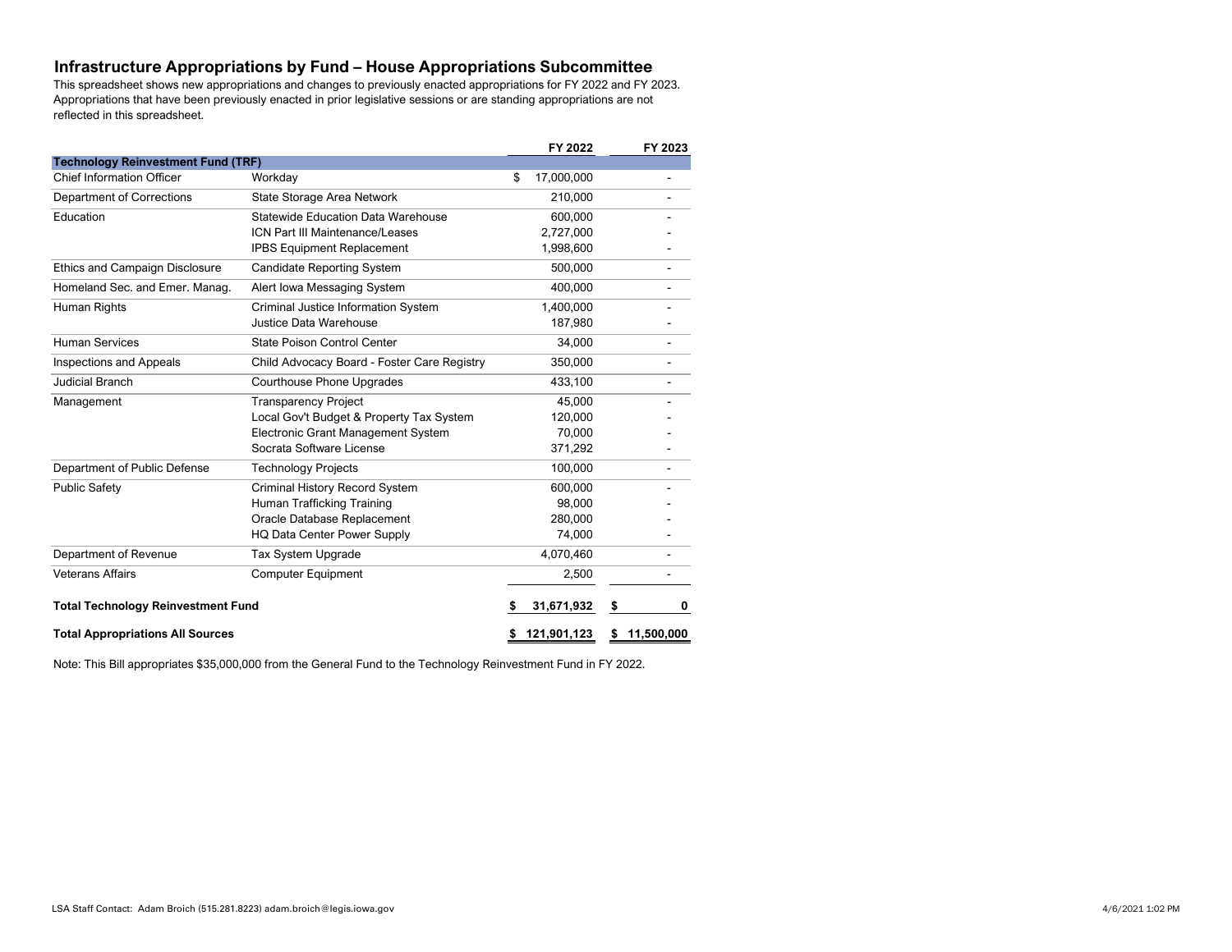# Infrastructure Appropriations by Fund – House Appropriations Subcommittee

This spreadsheet shows new appropriations and changes to previously enacted appropriations for FY 2022 and FY 2023. Appropriations that have been previously enacted in prior legislative sessions or are standing appropriations are not reflected in this spreadsheet.

| | | FY 2022 | FY 2023 |
|---|---|---|---|
| **Technology Reinvestment Fund (TRF)** | | | |
| Chief Information Officer | Workday | $ 17,000,000 | - |
| Department of Corrections | State Storage Area Network | 210,000 | - |
| Education | Statewide Education Data Warehouse | 600,000 | - |
| | ICN Part III Maintenance/Leases | 2,727,000 | - |
| | IPBS Equipment Replacement | 1,998,600 | - |
| Ethics and Campaign Disclosure | Candidate Reporting System | 500,000 | - |
| Homeland Sec. and Emer. Manag. | Alert Iowa Messaging System | 400,000 | - |
| Human Rights | Criminal Justice Information System | 1,400,000 | - |
| | Justice Data Warehouse | 187,980 | - |
| Human Services | State Poison Control Center | 34,000 | - |
| Inspections and Appeals | Child Advocacy Board - Foster Care Registry | 350,000 | - |
| Judicial Branch | Courthouse Phone Upgrades | 433,100 | - |
| Management | Transparency Project | 45,000 | - |
| | Local Gov't Budget & Property Tax System | 120,000 | - |
| | Electronic Grant Management System | 70,000 | - |
| | Socrata Software License | 371,292 | - |
| Department of Public Defense | Technology Projects | 100,000 | - |
| Public Safety | Criminal History Record System | 600,000 | - |
| | Human Trafficking Training | 98,000 | - |
| | Oracle Database Replacement | 280,000 | - |
| | HQ Data Center Power Supply | 74,000 | - |
| Department of Revenue | Tax System Upgrade | 4,070,460 | - |
| Veterans Affairs | Computer Equipment | 2,500 | - |
| **Total Technology Reinvestment Fund** | | **$ 31,671,932** | **$ 0** |
| **Total Appropriations All Sources** | | **$ 121,901,123** | **$ 11,500,000** |

Note: This Bill appropriates $35,000,000 from the General Fund to the Technology Reinvestment Fund in FY 2022.

LSA Staff Contact: Adam Broich (515.281.8223) adam.broich@legis.iowa.gov

4/6/2021 1:02 PM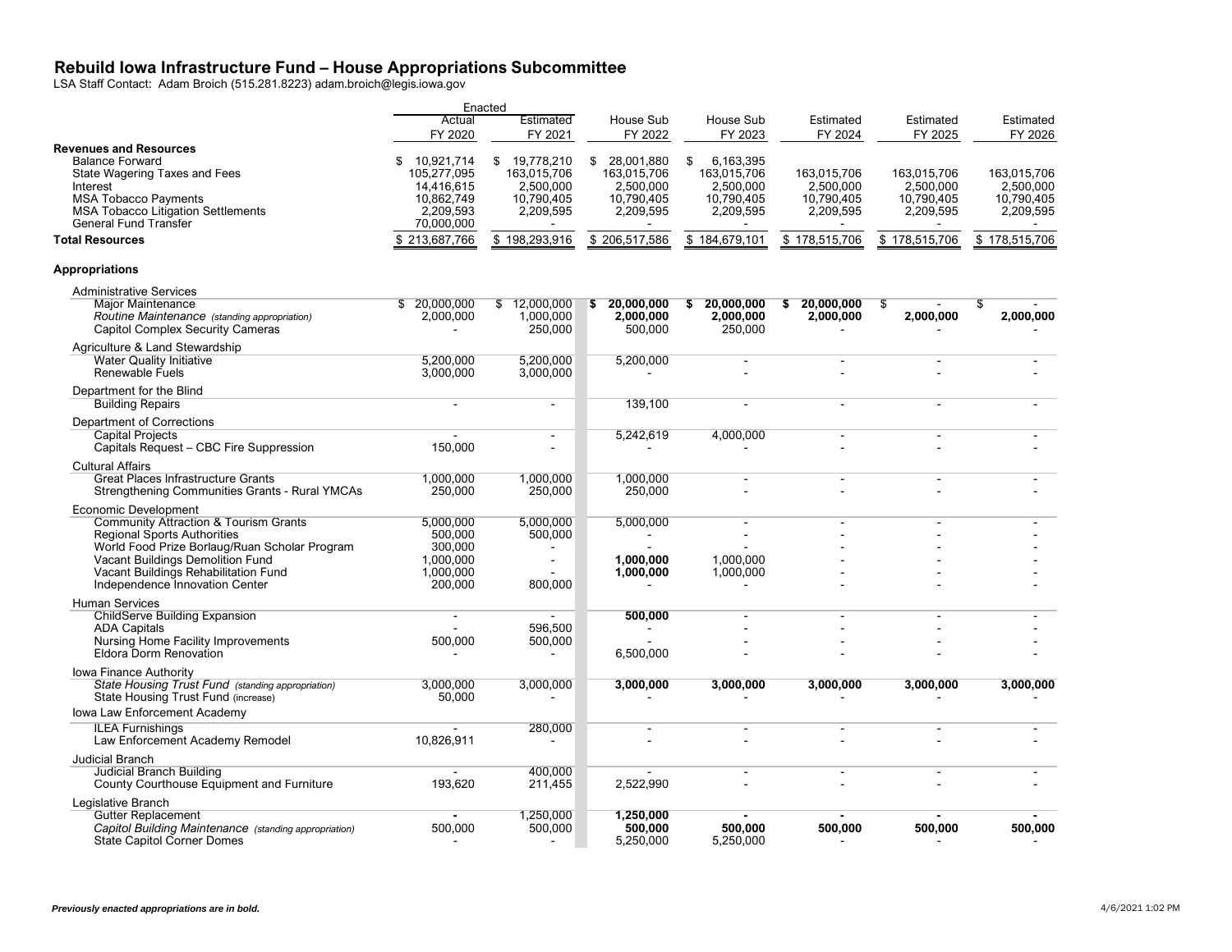# Rebuild Iowa Infrastructure Fund – House Appropriations Subcommittee

LSA Staff Contact: Adam Broich (515.281.8223) adam.broich@legis.iowa.gov

| | Enacted Actual FY 2020 | Enacted Estimated FY 2021 | House Sub FY 2022 | House Sub FY 2023 | Estimated FY 2024 | Estimated FY 2025 | Estimated FY 2026 |
|---|---|---|---|---|---|---|---|
| **Revenues and Resources** | | | | | | | |
| Balance Forward | $ 10,921,714 | $ 19,778,210 | $ 28,001,880 | $ 6,163,395 | | | |
| State Wagering Taxes and Fees | 105,277,095 | 163,015,706 | 163,015,706 | 163,015,706 | 163,015,706 | 163,015,706 | 163,015,706 |
| Interest | 14,416,615 | 2,500,000 | 2,500,000 | 2,500,000 | 2,500,000 | 2,500,000 | 2,500,000 |
| MSA Tobacco Payments | 10,862,749 | 10,790,405 | 10,790,405 | 10,790,405 | 10,790,405 | 10,790,405 | 10,790,405 |
| MSA Tobacco Litigation Settlements | 2,209,593 | 2,209,595 | 2,209,595 | 2,209,595 | 2,209,595 | 2,209,595 | 2,209,595 |
| General Fund Transfer | 70,000,000 | - | - | - | - | - | - |
| **Total Resources** | $ 213,687,766 | $ 198,293,916 | $ 206,517,586 | $ 184,679,101 | $ 178,515,706 | $ 178,515,706 | $ 178,515,706 |
| **Appropriations** | | | | | | | |
| Administrative Services | | | | | | | |
| Major Maintenance | $ 20,000,000 | $ 12,000,000 | **$ 20,000,000** | **$ 20,000,000** | **$ 20,000,000** | $ - | $ - |
| *Routine Maintenance (standing appropriation)* | 2,000,000 | 1,000,000 | **2,000,000** | **2,000,000** | **2,000,000** | **2,000,000** | **2,000,000** |
| Capitol Complex Security Cameras | - | 250,000 | 500,000 | 250,000 | - | - | - |
| Agriculture & Land Stewardship | | | | | | | |
| Water Quality Initiative | 5,200,000 | 5,200,000 | 5,200,000 | - | - | - | - |
| Renewable Fuels | 3,000,000 | 3,000,000 | - | - | - | - | - |
| Department for the Blind | | | | | | | |
| Building Repairs | - | - | 139,100 | - | - | - | - |
| Department of Corrections | | | | | | | |
| Capital Projects | - | - | 5,242,619 | 4,000,000 | - | - | - |
| Capitals Request – CBC Fire Suppression | 150,000 | - | - | - | - | - | - |
| Cultural Affairs | | | | | | | |
| Great Places Infrastructure Grants | 1,000,000 | 1,000,000 | 1,000,000 | - | - | - | - |
| Strengthening Communities Grants - Rural YMCAs | 250,000 | 250,000 | 250,000 | - | - | - | - |
| Economic Development | | | | | | | |
| Community Attraction & Tourism Grants | 5,000,000 | 5,000,000 | 5,000,000 | - | - | - | - |
| Regional Sports Authorities | 500,000 | 500,000 | - | - | - | - | - |
| World Food Prize Borlaug/Ruan Scholar Program | 300,000 | - | - | - | - | - | - |
| Vacant Buildings Demolition Fund | 1,000,000 | - | **1,000,000** | 1,000,000 | - | - | - |
| Vacant Buildings Rehabilitation Fund | 1,000,000 | - | **1,000,000** | 1,000,000 | - | - | - |
| Independence Innovation Center | 200,000 | 800,000 | - | - | - | - | - |
| Human Services | | | | | | | |
| ChildServe Building Expansion | - | - | **500,000** | - | - | - | - |
| ADA Capitals | - | 596,500 | - | - | - | - | - |
| Nursing Home Facility Improvements | 500,000 | 500,000 | - | - | - | - | - |
| Eldora Dorm Renovation | - | - | 6,500,000 | - | - | - | - |
| Iowa Finance Authority | | | | | | | |
| *State Housing Trust Fund (standing appropriation)* | 3,000,000 | 3,000,000 | **3,000,000** | **3,000,000** | **3,000,000** | **3,000,000** | **3,000,000** |
| State Housing Trust Fund (increase) | 50,000 | - | - | - | - | - | - |
| Iowa Law Enforcement Academy | | | | | | | |
| ILEA Furnishings | - | 280,000 | - | - | - | - | - |
| Law Enforcement Academy Remodel | 10,826,911 | - | - | - | - | - | - |
| Judicial Branch | | | | | | | |
| Judicial Branch Building | - | 400,000 | - | - | - | - | - |
| County Courthouse Equipment and Furniture | 193,620 | 211,455 | 2,522,990 | - | - | - | - |
| Legislative Branch | | | | | | | |
| Gutter Replacement | **-** | 1,250,000 | **1,250,000** | **-** | **-** | **-** | **-** |
| *Capitol Building Maintenance (standing appropriation)* | 500,000 | 500,000 | **500,000** | **500,000** | **500,000** | **500,000** | **500,000** |
| State Capitol Corner Domes | - | - | 5,250,000 | 5,250,000 | - | - | - |

***Previously enacted appropriations are in bold.***

4/6/2021 1:02 PM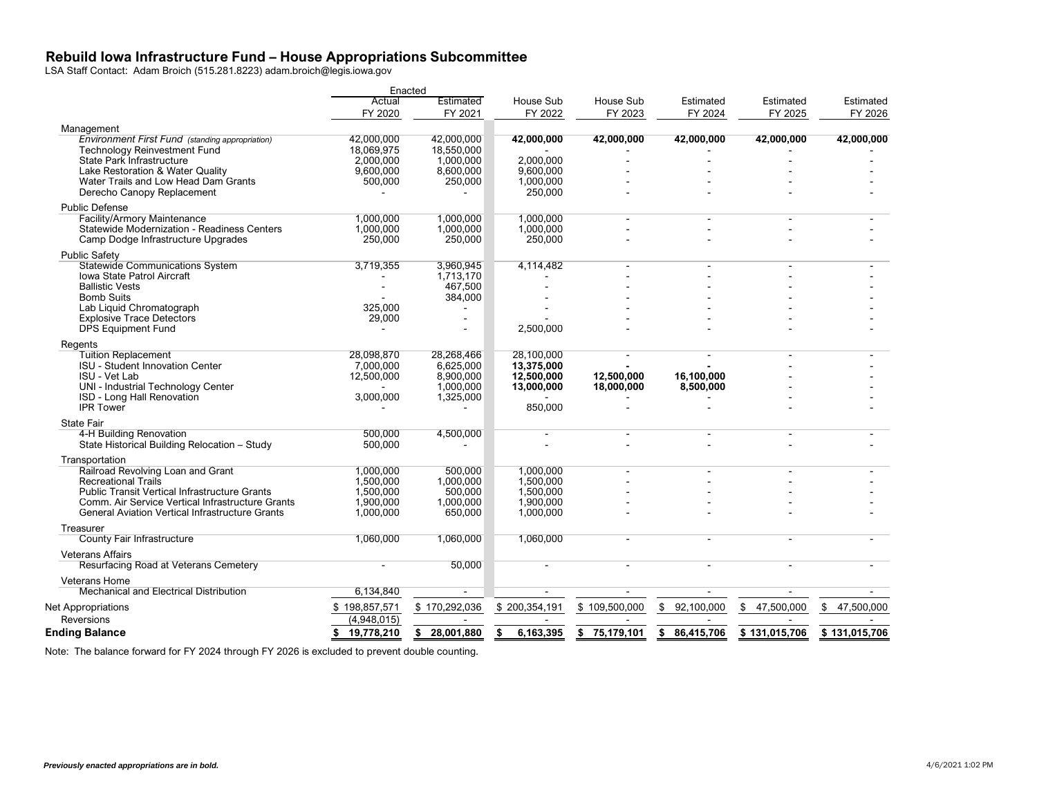## Rebuild Iowa Infrastructure Fund – House Appropriations Subcommittee

LSA Staff Contact: Adam Broich (515.281.8223) adam.broich@legis.iowa.gov

| | Enacted | | | | | | |
|---|---|---|---|---|---|---|---|
| | Actual FY 2020 | Estimated FY 2021 | House Sub FY 2022 | House Sub FY 2023 | Estimated FY 2024 | Estimated FY 2025 | Estimated FY 2026 |
| **Management** | | | | | | | |
| *Environment First Fund (standing appropriation)* | 42,000,000 | 42,000,000 | **42,000,000** | **42,000,000** | **42,000,000** | **42,000,000** | **42,000,000** |
| Technology Reinvestment Fund | 18,069,975 | 18,550,000 | - | - | - | - | - |
| State Park Infrastructure | 2,000,000 | 1,000,000 | 2,000,000 | - | - | - | - |
| Lake Restoration & Water Quality | 9,600,000 | 8,600,000 | 9,600,000 | - | - | - | - |
| Water Trails and Low Head Dam Grants | 500,000 | 250,000 | 1,000,000 | - | - | - | - |
| Derecho Canopy Replacement | - | - | 250,000 | - | - | - | - |
| **Public Defense** | | | | | | | |
| Facility/Armory Maintenance | 1,000,000 | 1,000,000 | 1,000,000 | - | - | - | - |
| Statewide Modernization - Readiness Centers | 1,000,000 | 1,000,000 | 1,000,000 | - | - | - | - |
| Camp Dodge Infrastructure Upgrades | 250,000 | 250,000 | 250,000 | - | - | - | - |
| **Public Safety** | | | | | | | |
| Statewide Communications System | 3,719,355 | 3,960,945 | 4,114,482 | - | - | - | - |
| Iowa State Patrol Aircraft | - | 1,713,170 | - | - | - | - | - |
| Ballistic Vests | - | 467,500 | - | - | - | - | - |
| Bomb Suits | - | 384,000 | - | - | - | - | - |
| Lab Liquid Chromatograph | 325,000 | - | - | - | - | - | - |
| Explosive Trace Detectors | 29,000 | - | - | - | - | - | - |
| DPS Equipment Fund | - | - | 2,500,000 | - | - | - | - |
| **Regents** | | | | | | | |
| Tuition Replacement | 28,098,870 | 28,268,466 | 28,100,000 | - | - | - | - |
| ISU - Student Innovation Center | 7,000,000 | 6,625,000 | **13,375,000** | - | - | - | - |
| ISU - Vet Lab | 12,500,000 | 8,900,000 | **12,500,000** | **12,500,000** | **16,100,000** | - | - |
| UNI - Industrial Technology Center | - | 1,000,000 | **13,000,000** | **18,000,000** | **8,500,000** | - | - |
| ISD - Long Hall Renovation | 3,000,000 | 1,325,000 | - | - | - | - | - |
| IPR Tower | - | - | 850,000 | - | - | - | - |
| **State Fair** | | | | | | | |
| 4-H Building Renovation | 500,000 | 4,500,000 | - | - | - | - | - |
| State Historical Building Relocation – Study | 500,000 | - | - | - | - | - | - |
| **Transportation** | | | | | | | |
| Railroad Revolving Loan and Grant | 1,000,000 | 500,000 | 1,000,000 | - | - | - | - |
| Recreational Trails | 1,500,000 | 1,000,000 | 1,500,000 | - | - | - | - |
| Public Transit Vertical Infrastructure Grants | 1,500,000 | 500,000 | 1,500,000 | - | - | - | - |
| Comm. Air Service Vertical Infrastructure Grants | 1,900,000 | 1,000,000 | 1,900,000 | - | - | - | - |
| General Aviation Vertical Infrastructure Grants | 1,000,000 | 650,000 | 1,000,000 | - | - | - | - |
| **Treasurer** | | | | | | | |
| County Fair Infrastructure | 1,060,000 | 1,060,000 | 1,060,000 | - | - | - | - |
| **Veterans Affairs** | | | | | | | |
| Resurfacing Road at Veterans Cemetery | - | 50,000 | - | - | - | - | - |
| **Veterans Home** | | | | | | | |
| Mechanical and Electrical Distribution | 6,134,840 | - | - | - | - | - | - |
| Net Appropriations | $ 198,857,571 | $ 170,292,036 | $ 200,354,191 | $ 109,500,000 | $ 92,100,000 | $ 47,500,000 | $ 47,500,000 |
| Reversions | (4,948,015) | - | - | - | - | - | - |
| **Ending Balance** | **$ 19,778,210** | **$ 28,001,880** | **$ 6,163,395** | **$ 75,179,101** | **$ 86,415,706** | **$ 131,015,706** | **$ 131,015,706** |

Note: The balance forward for FY 2024 through FY 2026 is excluded to prevent double counting.

***Previously enacted appropriations are in bold.***

4/6/2021 1:02 PM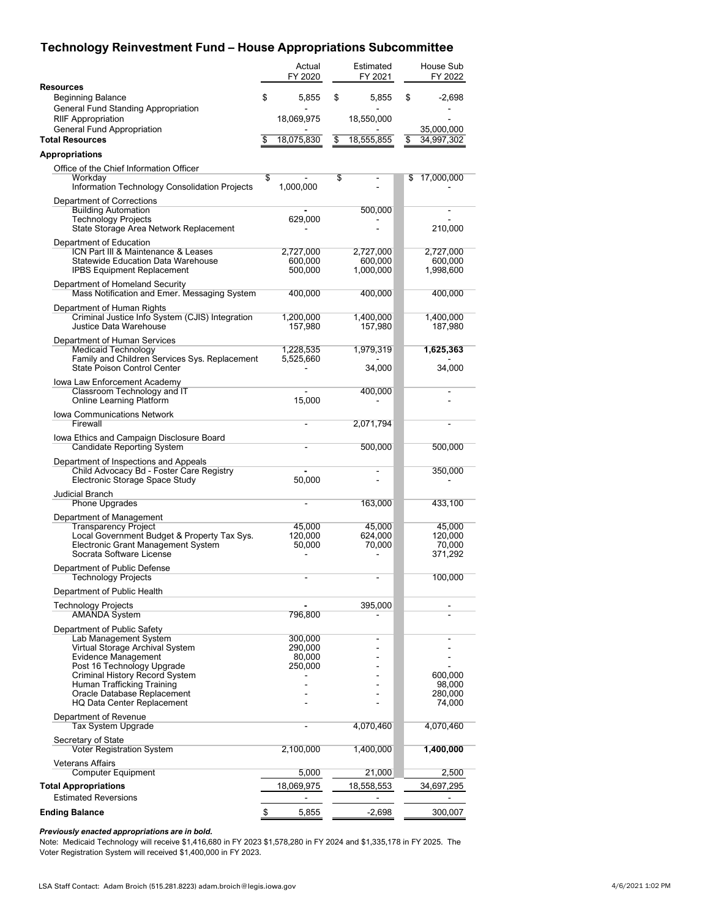## Technology Reinvestment Fund – House Appropriations Subcommittee

| | Actual FY 2020 | Estimated FY 2021 | House Sub FY 2022 |
|---|---|---|---|
| **Resources** | | | |
| Beginning Balance | $ 5,855 | $ 5,855 | $ -2,698 |
| General Fund Standing Appropriation | - | - | - |
| RIIF Appropriation | 18,069,975 | 18,550,000 | - |
| General Fund Appropriation | - | - | 35,000,000 |
| **Total Resources** | $ 18,075,830 | $ 18,555,855 | $ 34,997,302 |
| **Appropriations** | | | |
| Office of the Chief Information Officer | | | |
| Workday | $ - | $ - | $ 17,000,000 |
| Information Technology Consolidation Projects | 1,000,000 | - | - |
| Department of Corrections | | | |
| Building Automation | - | 500,000 | - |
| Technology Projects | 629,000 | - | - |
| State Storage Area Network Replacement | - | - | 210,000 |
| Department of Education | | | |
| ICN Part III & Maintenance & Leases | 2,727,000 | 2,727,000 | 2,727,000 |
| Statewide Education Data Warehouse | 600,000 | 600,000 | 600,000 |
| IPBS Equipment Replacement | 500,000 | 1,000,000 | 1,998,600 |
| Department of Homeland Security | | | |
| Mass Notification and Emer. Messaging System | 400,000 | 400,000 | 400,000 |
| Department of Human Rights | | | |
| Criminal Justice Info System (CJIS) Integration | 1,200,000 | 1,400,000 | 1,400,000 |
| Justice Data Warehouse | 157,980 | 157,980 | 187,980 |
| Department of Human Services | | | |
| Medicaid Technology | 1,228,535 | 1,979,319 | **1,625,363** |
| Family and Children Services Sys. Replacement | 5,525,660 | - | - |
| State Poison Control Center | - | 34,000 | 34,000 |
| Iowa Law Enforcement Academy | | | |
| Classroom Technology and IT | - | 400,000 | - |
| Online Learning Platform | 15,000 | - | - |
| Iowa Communications Network | | | |
| Firewall | - | 2,071,794 | - |
| Iowa Ethics and Campaign Disclosure Board | | | |
| Candidate Reporting System | - | 500,000 | 500,000 |
| Department of Inspections and Appeals | | | |
| Child Advocacy Bd - Foster Care Registry | - | - | 350,000 |
| Electronic Storage Space Study | 50,000 | - | - |
| Judicial Branch | | | |
| Phone Upgrades | - | 163,000 | 433,100 |
| Department of Management | | | |
| Transparency Project | 45,000 | 45,000 | 45,000 |
| Local Government Budget & Property Tax Sys. | 120,000 | 624,000 | 120,000 |
| Electronic Grant Management System | 50,000 | 70,000 | 70,000 |
| Socrata Software License | - | - | 371,292 |
| Department of Public Defense | | | |
| Technology Projects | - | - | 100,000 |
| Department of Public Health | | | |
| Technology Projects | - | 395,000 | - |
| AMANDA System | 796,800 | - | - |
| Department of Public Safety | | | |
| Lab Management System | 300,000 | - | - |
| Virtual Storage Archival System | 290,000 | - | - |
| Evidence Management | 80,000 | - | - |
| Post 16 Technology Upgrade | 250,000 | - | - |
| Criminal History Record System | - | - | 600,000 |
| Human Trafficking Training | - | - | 98,000 |
| Oracle Database Replacement | - | - | 280,000 |
| HQ Data Center Replacement | - | - | 74,000 |
| Department of Revenue | | | |
| Tax System Upgrade | - | 4,070,460 | 4,070,460 |
| Secretary of State | | | |
| Voter Registration System | 2,100,000 | 1,400,000 | **1,400,000** |
| Veterans Affairs | | | |
| Computer Equipment | 5,000 | 21,000 | 2,500 |
| **Total Appropriations** | 18,069,975 | 18,558,553 | 34,697,295 |
| Estimated Reversions | - | - | - |
| **Ending Balance** | $ 5,855 | -2,698 | 300,007 |

***Previously enacted appropriations are in bold.***

Note: Medicaid Technology will receive $1,416,680 in FY 2023 $1,578,280 in FY 2024 and $1,335,178 in FY 2025. The Voter Registration System will received $1,400,000 in FY 2023.

LSA Staff Contact: Adam Broich (515.281.8223) adam.broich@legis.iowa.gov

4/6/2021 1:02 PM